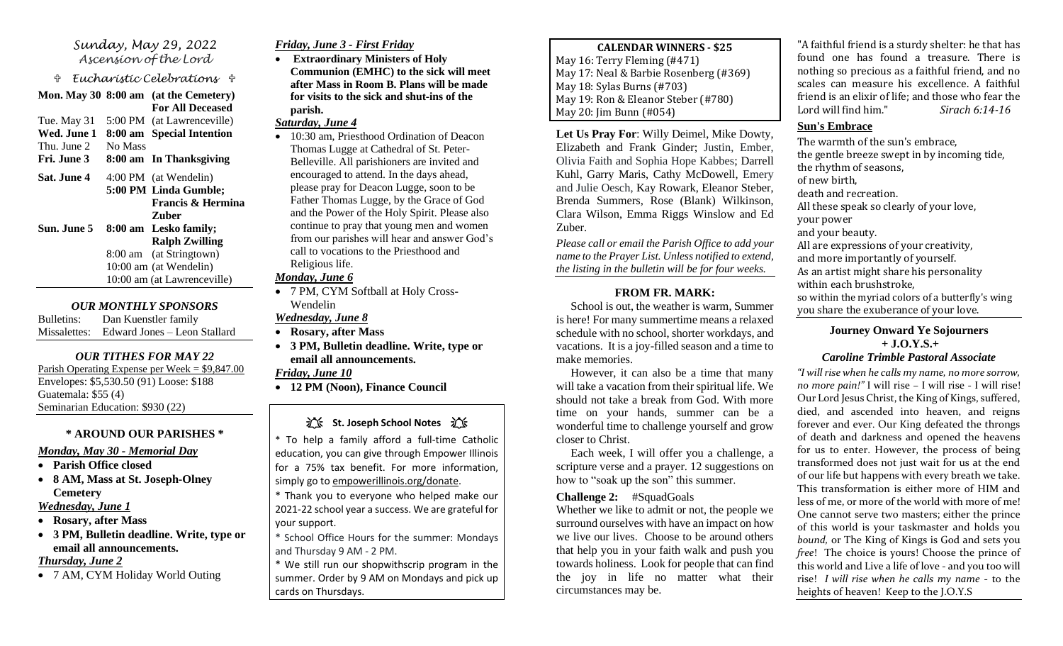*Sunday, May 29, 2022*
*Ascension of the Lord*

## ✝ *Eucharistic Celebrations* ✝

| | | |
|---|---|---|
| **Mon. May 30** | **8:00 am** | **(at the Cemetery) For All Deceased** |
| Tue. May 31 | 5:00 PM | (at Lawrenceville) |
| **Wed. June 1** | **8:00 am** | **Special Intention** |
| Thu. June 2 | No Mass | |
| **Fri. June 3** | **8:00 am** | **In Thanksgiving** |
| **Sat. June 4** | 4:00 PM | (at Wendelin) |
| | **5:00 PM** | **Linda Gumble; Francis & Hermina Zuber** |
| **Sun. June 5** | **8:00 am** | **Lesko family; Ralph Zwilling** |
| | 8:00 am | (at Stringtown) |
| | 10:00 am | (at Wendelin) |
| | 10:00 am | (at Lawrenceville) |

### *OUR MONTHLY SPONSORS*

Bulletins: Dan Kuenstler family
Missalettes: Edward Jones – Leon Stallard

### *OUR TITHES FOR MAY 22*

Parish Operating Expense per Week = $9,847.00
Envelopes: $5,530.50 (91) Loose: $188
Guatemala: $55 (4)
Seminarian Education: $930 (22)

### * AROUND OUR PARISHES *

***Monday, May 30 - Memorial Day***
- **Parish Office closed**
- **8 AM, Mass at St. Joseph-Olney Cemetery**

***Wednesday, June 1***
- **Rosary, after Mass**
- **3 PM, Bulletin deadline. Write, type or email all announcements.**

***Thursday, June 2***
- 7 AM, CYM Holiday World Outing

***Friday, June 3 - First Friday***
- **Extraordinary Ministers of Holy Communion (EMHC) to the sick will meet after Mass in Room B. Plans will be made for visits to the sick and shut-ins of the parish.**

***Saturday, June 4***
- 10:30 am, Priesthood Ordination of Deacon Thomas Lugge at Cathedral of St. Peter-Belleville. All parishioners are invited and encouraged to attend. In the days ahead, please pray for Deacon Lugge, soon to be Father Thomas Lugge, by the Grace of God and the Power of the Holy Spirit. Please also continue to pray that young men and women from our parishes will hear and answer God's call to vocations to the Priesthood and Religious life.

***Monday, June 6***
- 7 PM, CYM Softball at Holy Cross-Wendelin

***Wednesday, June 8***
- **Rosary, after Mass**
- **3 PM, Bulletin deadline. Write, type or email all announcements.**

***Friday, June 10***
- **12 PM (Noon), Finance Council**

### St. Joseph School Notes

* To help a family afford a full-time Catholic education, you can give through Empower Illinois for a 75% tax benefit. For more information, simply go to empowerillinois.org/donate.

* Thank you to everyone who helped make our 2021-22 school year a success. We are grateful for your support.

* School Office Hours for the summer: Mondays and Thursday 9 AM - 2 PM.

* We still run our shopwithscrip program in the summer. Order by 9 AM on Mondays and pick up cards on Thursdays.

### CALENDAR WINNERS - $25

May 16: Terry Fleming (#471)
May 17: Neal & Barbie Rosenberg (#369)
May 18: Sylas Burns (#703)
May 19: Ron & Eleanor Steber (#780)
May 20: Jim Bunn (#054)

**Let Us Pray For**: Willy Deimel, Mike Dowty, Elizabeth and Frank Ginder; Justin, Ember, Olivia Faith and Sophia Hope Kabbes; Darrell Kuhl, Garry Maris, Cathy McDowell, Emery and Julie Oesch, Kay Rowark, Eleanor Steber, Brenda Summers, Rose (Blank) Wilkinson, Clara Wilson, Emma Riggs Winslow and Ed Zuber.

*Please call or email the Parish Office to add your name to the Prayer List. Unless notified to extend, the listing in the bulletin will be for four weeks.*

### FROM FR. MARK:

School is out, the weather is warm, Summer is here! For many summertime means a relaxed schedule with no school, shorter workdays, and vacations. It is a joy-filled season and a time to make memories.

However, it can also be a time that many will take a vacation from their spiritual life. We should not take a break from God. With more time on your hands, summer can be a wonderful time to challenge yourself and grow closer to Christ.

Each week, I will offer you a challenge, a scripture verse and a prayer. 12 suggestions on how to "soak up the son" this summer.

**Challenge 2:** #SquadGoals
Whether we like to admit or not, the people we surround ourselves with have an impact on how we live our lives. Choose to be around others that help you in your faith walk and push you towards holiness. Look for people that can find the joy in life no matter what their circumstances may be.

"A faithful friend is a sturdy shelter: he that has found one has found a treasure. There is nothing so precious as a faithful friend, and no scales can measure his excellence. A faithful friend is an elixir of life; and those who fear the Lord will find him." *Sirach 6:14-16*

### Sun's Embrace

The warmth of the sun's embrace,
the gentle breeze swept in by incoming tide,
the rhythm of seasons,
of new birth,
death and recreation.
All these speak so clearly of your love,
your power
and your beauty.
All are expressions of your creativity,
and more importantly of yourself.
As an artist might share his personality
within each brushstroke,
so within the myriad colors of a butterfly's wing
you share the exuberance of your love.

### Journey Onward Ye Sojourners + J.O.Y.S.+
### *Caroline Trimble Pastoral Associate*

*"I will rise when he calls my name, no more sorrow, no more pain!"* I will rise – I will rise - I will rise! Our Lord Jesus Christ, the King of Kings, suffered, died, and ascended into heaven, and reigns forever and ever. Our King defeated the throngs of death and darkness and opened the heavens for us to enter. However, the process of being transformed does not just wait for us at the end of our life but happens with every breath we take. This transformation is either more of HIM and less of me, or more of the world with more of me! One cannot serve two masters; either the prince of this world is your taskmaster and holds you *bound*, or The King of Kings is God and sets you *free*! The choice is yours! Choose the prince of this world and Live a life of love - and you too will rise! *I will rise when he calls my name* - to the heights of heaven! Keep to the J.O.Y.S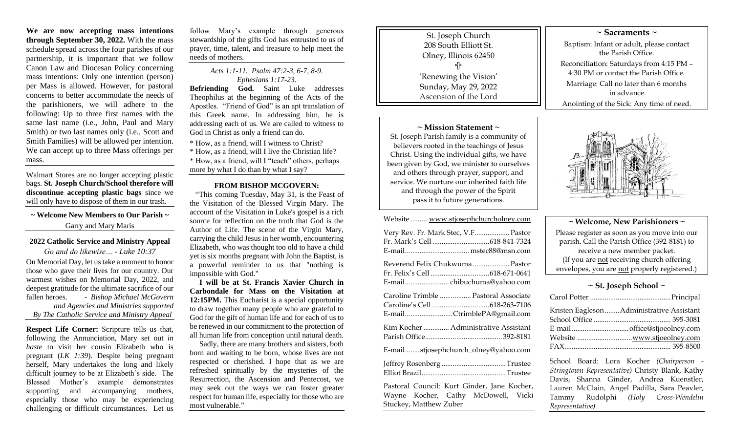**We are now accepting mass intentions through September 30, 2022.** With the mass schedule spread across the four parishes of our partnership, it is important that we follow Canon Law and Diocesan Policy concerning mass intentions: Only one intention (person) per Mass is allowed. However, for pastoral concerns to better accommodate the needs of the parishioners, we will adhere to the following: Up to three first names with the same last name (i.e., John, Paul and Mary Smith) or two last names only (i.e., Scott and Smith Families) will be allowed per intention. We can accept up to three Mass offerings per mass.

Walmart Stores are no longer accepting plastic bags. **St. Joseph Church/School therefore will discontinue accepting plastic bags** since we will only have to dispose of them in our trash.

**~ Welcome New Members to Our Parish ~**

Garry and Mary Maris

**2022 Catholic Service and Ministry Appeal**

*Go and do likewise… - Luke 10:37*

On Memorial Day, let us take a moment to honor those who gave their lives for our country. Our warmest wishes on Memorial Day, 2022, and deepest gratitude for the ultimate sacrifice of our fallen heroes. - *Bishop Michael McGovern*

*and Agencies and Ministries supported By The Catholic Service and Ministry Appeal*

**Respect Life Corner:** Scripture tells us that, following the Annunciation, Mary set out *in haste* to visit her cousin Elizabeth who is pregnant (*LK 1:39*). Despite being pregnant herself, Mary undertakes the long and likely difficult journey to be at Elizabeth's side. The Blessed Mother's example demonstrates supporting and accompanying mothers, especially those who may be experiencing challenging or difficult circumstances. Let us follow Mary's example through generous stewardship of the gifts God has entrusted to us of prayer, time, talent, and treasure to help meet the needs of mothers.

*Acts 1:1-11. Psalm 47:2-3, 6-7, 8-9. Ephesians 1:17-23.*

**Befriending God.** Saint Luke addresses Theophilus at the beginning of the Acts of the Apostles. "Friend of God" is an apt translation of this Greek name. In addressing him, he is addressing each of us. We are called to witness to God in Christ as only a friend can do.

* How, as a friend, will I witness to Christ?
* How, as a friend, will I live the Christian life?
* How, as a friend, will I "teach" others, perhaps more by what I do than by what I say?

**FROM BISHOP MCGOVERN:**

"This coming Tuesday, May 31, is the Feast of the Visitation of the Blessed Virgin Mary. The account of the Visitation in Luke's gospel is a rich source for reflection on the truth that God is the Author of Life. The scene of the Virgin Mary, carrying the child Jesus in her womb, encountering Elizabeth, who was thought too old to have a child yet is six months pregnant with John the Baptist, is a powerful reminder to us that "nothing is impossible with God."

**I will be at St. Francis Xavier Church in Carbondale for Mass on the Visitation at 12:15PM.** This Eucharist is a special opportunity to draw together many people who are grateful to God for the gift of human life and for each of us to be renewed in our commitment to the protection of all human life from conception until natural death.

Sadly, there are many brothers and sisters, both born and waiting to be born, whose lives are not respected or cherished. I hope that as we are refreshed spiritually by the mysteries of the Resurrection, the Ascension and Pentecost, we may seek out the ways we can foster greater respect for human life, especially for those who are most vulnerable."

St. Joseph Church
208 South Elliott St.
Olney, Illinois 62450
✠
'Renewing the Vision'
Sunday, May 29, 2022
Ascension of the Lord

**~ Mission Statement ~**

St. Joseph Parish family is a community of believers rooted in the teachings of Jesus Christ. Using the individual gifts, we have been given by God, we minister to ourselves and others through prayer, support, and service. We nurture our inherited faith life and through the power of the Spirit pass it to future generations.

Website ..........www.stjosephchurcholney.com

Very Rev. Fr. Mark Stec, V.F. .................. Pastor
Fr. Mark's Cell ............................. 618-841-7324
E-mail.................................. mstec88@msn.com

Reverend Felix Chukwuma .................... Pastor
Fr. Felix's Cell ................................ 618-671-0641
E-mail........................ chibuchuma@yahoo.com

Caroline Trimble ................ Pastoral Associate
Caroline's Cell .............................. 618-263-7106
E-mail.........................CtrimblePA@gmail.com

Kim Kocher ............. Administrative Assistant
Parish Office.......................................... 392-8181

E-mail........stjosephchurch_olney@yahoo.com

Jeffrey Rosenberg .................................. Trustee
Elliot Brazil............................................. Trustee

Pastoral Council: Kurt Ginder, Jane Kocher, Wayne Kocher, Cathy McDowell, Vicki Stuckey, Matthew Zuber

**~ Sacraments ~**

Baptism: Infant or adult, please contact the Parish Office.

Reconciliation: Saturdays from 4:15 PM – 4:30 PM or contact the Parish Office.

Marriage: Call no later than 6 months in advance.

Anointing of the Sick: Any time of need.

**~ Welcome, New Parishioners ~**

Please register as soon as you move into our parish. Call the Parish Office (392-8181) to receive a new member packet. (If you are not receiving church offering envelopes, you are not properly registered.)

**~ St. Joseph School ~**

Carol Potter ........................................... Principal

Kristen Eagleson........Administrative Assistant
School Office ......................................... 395-3081
E-mail ............................... office@stjoeolney.com
Website ..............................www.stjoeolney.com
FAX.......................................................... 395-8500

School Board: Lora Kocher *(Chairperson - Stringtown Representative)* Christy Blank, Kathy Davis, Shanna Ginder, Andrea Kuenstler, Lauren McClain, Angel Padilla, Sara Peavler, Tammy Rudolphi *(Holy Cross-Wendelin Representative)*